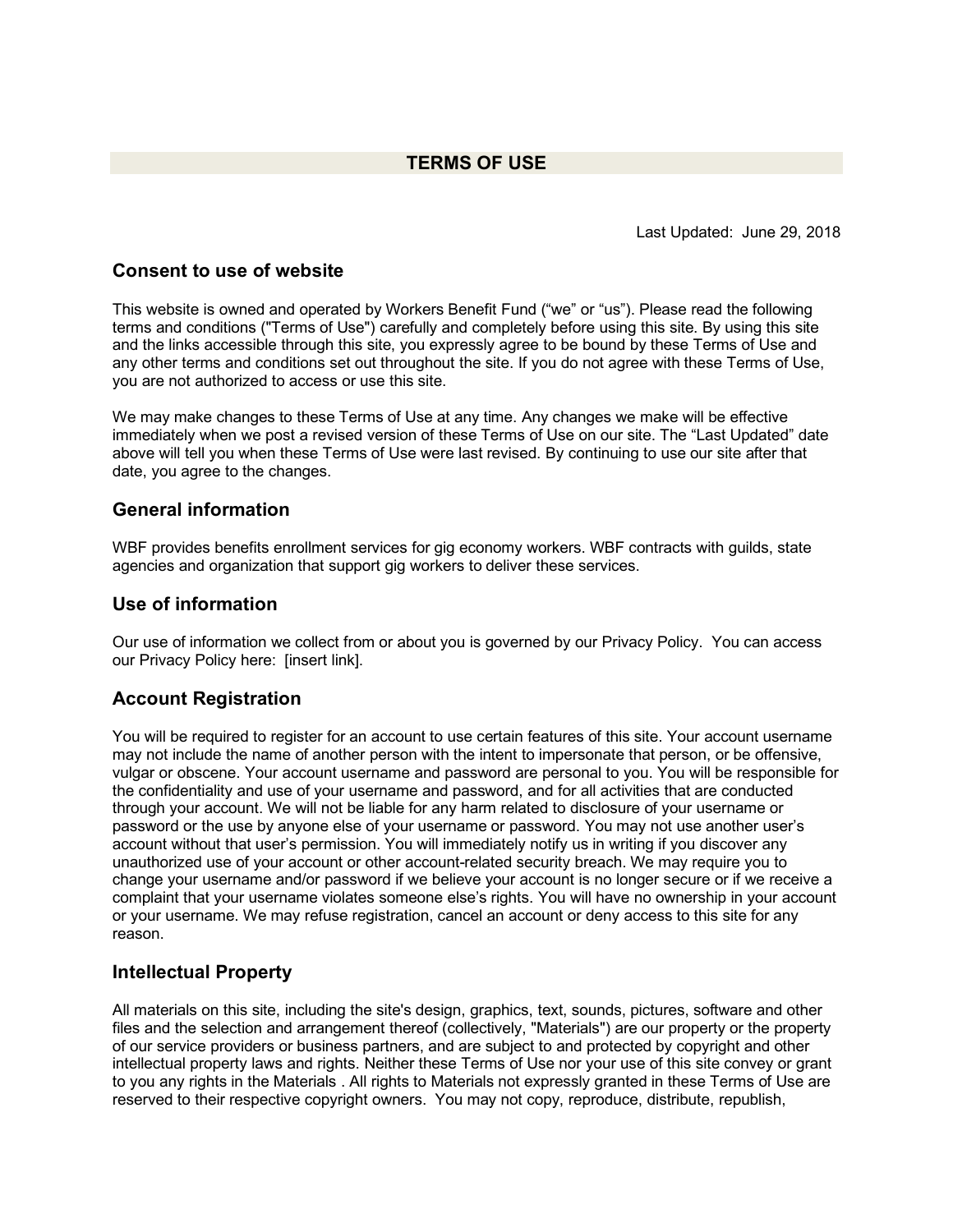# TERMS OF USE

Last Updated: June 29, 2018

## Consent to use of website

This website is owned and operated by Workers Benefit Fund ("we" or "us"). Please read the following terms and conditions ("Terms of Use") carefully and completely before using this site. By using this site and the links accessible through this site, you expressly agree to be bound by these Terms of Use and any other terms and conditions set out throughout the site. If you do not agree with these Terms of Use, you are not authorized to access or use this site.

We may make changes to these Terms of Use at any time. Any changes we make will be effective immediately when we post a revised version of these Terms of Use on our site. The "Last Updated" date above will tell you when these Terms of Use were last revised. By continuing to use our site after that date, you agree to the changes.

## General information

WBF provides benefits enrollment services for gig economy workers. WBF contracts with guilds, state agencies and organization that support gig workers to deliver these services.

## Use of information

Our use of information we collect from or about you is governed by our Privacy Policy. You can access our Privacy Policy here: [insert link].

## Account Registration

You will be required to register for an account to use certain features of this site. Your account username may not include the name of another person with the intent to impersonate that person, or be offensive, vulgar or obscene. Your account username and password are personal to you. You will be responsible for the confidentiality and use of your username and password, and for all activities that are conducted through your account. We will not be liable for any harm related to disclosure of your username or password or the use by anyone else of your username or password. You may not use another user's account without that user's permission. You will immediately notify us in writing if you discover any unauthorized use of your account or other account-related security breach. We may require you to change your username and/or password if we believe your account is no longer secure or if we receive a complaint that your username violates someone else's rights. You will have no ownership in your account or your username. We may refuse registration, cancel an account or deny access to this site for any reason.

## Intellectual Property

All materials on this site, including the site's design, graphics, text, sounds, pictures, software and other files and the selection and arrangement thereof (collectively, "Materials") are our property or the property of our service providers or business partners, and are subject to and protected by copyright and other intellectual property laws and rights. Neither these Terms of Use nor your use of this site convey or grant to you any rights in the Materials . All rights to Materials not expressly granted in these Terms of Use are reserved to their respective copyright owners. You may not copy, reproduce, distribute, republish,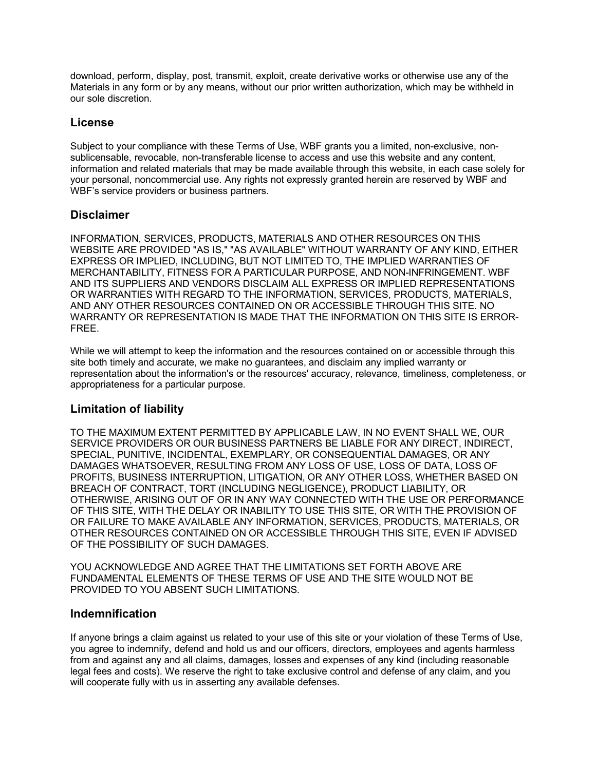download, perform, display, post, transmit, exploit, create derivative works or otherwise use any of the Materials in any form or by any means, without our prior written authorization, which may be withheld in our sole discretion.

## License

Subject to your compliance with these Terms of Use, WBF grants you a limited, non-exclusive, non-sublicensable, revocable, non-transferable license to access and use this website and any content, information and related materials that may be made available through this website, in each case solely for your personal, noncommercial use. Any rights not expressly granted herein are reserved by WBF and WBF's service providers or business partners.

## Disclaimer

INFORMATION, SERVICES, PRODUCTS, MATERIALS AND OTHER RESOURCES ON THIS WEBSITE ARE PROVIDED "AS IS," "AS AVAILABLE" WITHOUT WARRANTY OF ANY KIND, EITHER EXPRESS OR IMPLIED, INCLUDING, BUT NOT LIMITED TO, THE IMPLIED WARRANTIES OF MERCHANTABILITY, FITNESS FOR A PARTICULAR PURPOSE, AND NON-INFRINGEMENT. WBF AND ITS SUPPLIERS AND VENDORS DISCLAIM ALL EXPRESS OR IMPLIED REPRESENTATIONS OR WARRANTIES WITH REGARD TO THE INFORMATION, SERVICES, PRODUCTS, MATERIALS, AND ANY OTHER RESOURCES CONTAINED ON OR ACCESSIBLE THROUGH THIS SITE. NO WARRANTY OR REPRESENTATION IS MADE THAT THE INFORMATION ON THIS SITE IS ERROR-FREE.

While we will attempt to keep the information and the resources contained on or accessible through this site both timely and accurate, we make no guarantees, and disclaim any implied warranty or representation about the information's or the resources' accuracy, relevance, timeliness, completeness, or appropriateness for a particular purpose.

## Limitation of liability

TO THE MAXIMUM EXTENT PERMITTED BY APPLICABLE LAW, IN NO EVENT SHALL WE, OUR SERVICE PROVIDERS OR OUR BUSINESS PARTNERS BE LIABLE FOR ANY DIRECT, INDIRECT, SPECIAL, PUNITIVE, INCIDENTAL, EXEMPLARY, OR CONSEQUENTIAL DAMAGES, OR ANY DAMAGES WHATSOEVER, RESULTING FROM ANY LOSS OF USE, LOSS OF DATA, LOSS OF PROFITS, BUSINESS INTERRUPTION, LITIGATION, OR ANY OTHER LOSS, WHETHER BASED ON BREACH OF CONTRACT, TORT (INCLUDING NEGLIGENCE), PRODUCT LIABILITY, OR OTHERWISE, ARISING OUT OF OR IN ANY WAY CONNECTED WITH THE USE OR PERFORMANCE OF THIS SITE, WITH THE DELAY OR INABILITY TO USE THIS SITE, OR WITH THE PROVISION OF OR FAILURE TO MAKE AVAILABLE ANY INFORMATION, SERVICES, PRODUCTS, MATERIALS, OR OTHER RESOURCES CONTAINED ON OR ACCESSIBLE THROUGH THIS SITE, EVEN IF ADVISED OF THE POSSIBILITY OF SUCH DAMAGES.

YOU ACKNOWLEDGE AND AGREE THAT THE LIMITATIONS SET FORTH ABOVE ARE FUNDAMENTAL ELEMENTS OF THESE TERMS OF USE AND THE SITE WOULD NOT BE PROVIDED TO YOU ABSENT SUCH LIMITATIONS.

## Indemnification

If anyone brings a claim against us related to your use of this site or your violation of these Terms of Use, you agree to indemnify, defend and hold us and our officers, directors, employees and agents harmless from and against any and all claims, damages, losses and expenses of any kind (including reasonable legal fees and costs). We reserve the right to take exclusive control and defense of any claim, and you will cooperate fully with us in asserting any available defenses.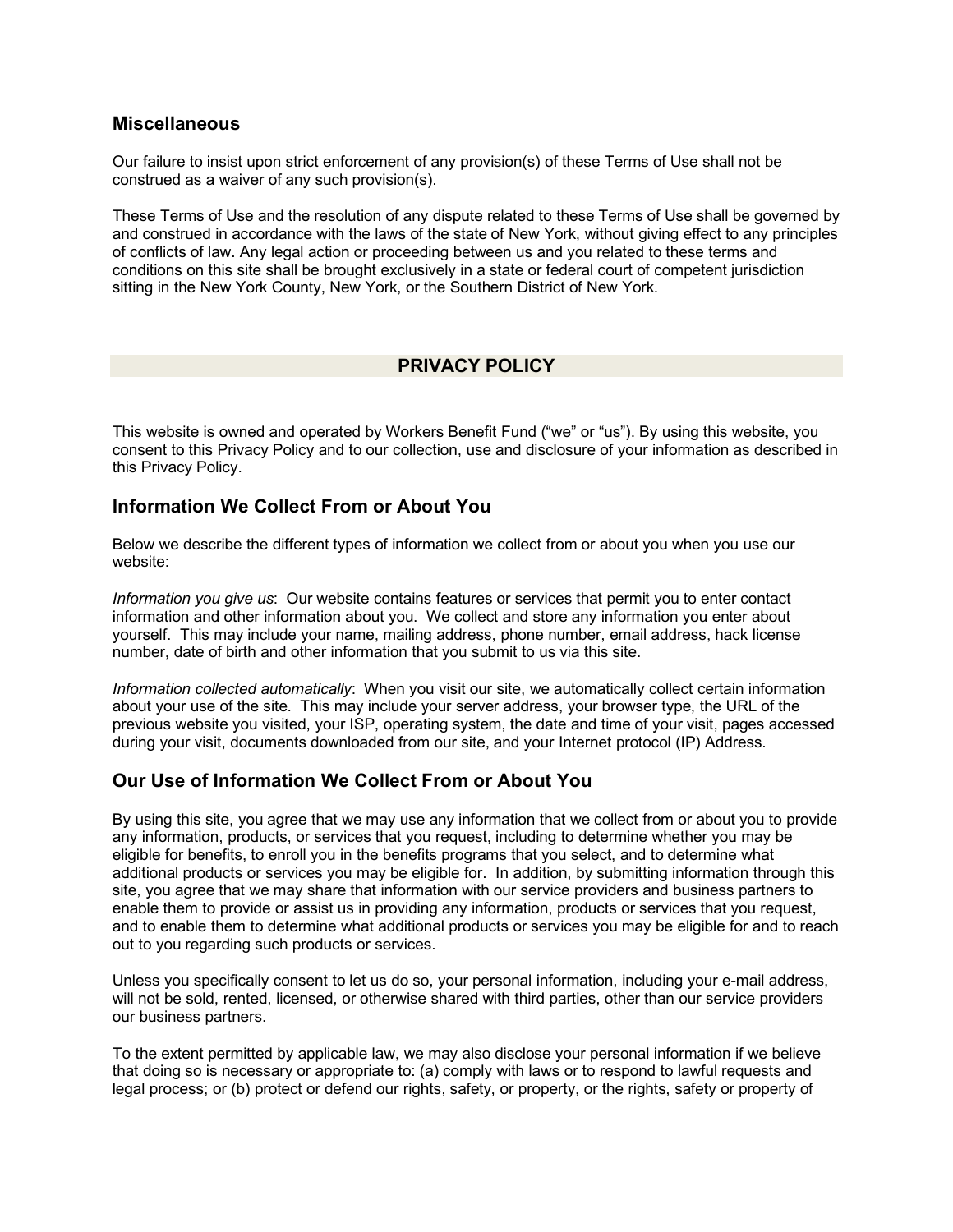## Miscellaneous

Our failure to insist upon strict enforcement of any provision(s) of these Terms of Use shall not be construed as a waiver of any such provision(s).

These Terms of Use and the resolution of any dispute related to these Terms of Use shall be governed by and construed in accordance with the laws of the state of New York, without giving effect to any principles of conflicts of law. Any legal action or proceeding between us and you related to these terms and conditions on this site shall be brought exclusively in a state or federal court of competent jurisdiction sitting in the New York County, New York, or the Southern District of New York.

# PRIVACY POLICY

This website is owned and operated by Workers Benefit Fund ("we" or "us"). By using this website, you consent to this Privacy Policy and to our collection, use and disclosure of your information as described in this Privacy Policy.

## Information We Collect From or About You

Below we describe the different types of information we collect from or about you when you use our website:

*Information you give us*: Our website contains features or services that permit you to enter contact information and other information about you. We collect and store any information you enter about yourself. This may include your name, mailing address, phone number, email address, hack license number, date of birth and other information that you submit to us via this site.

*Information collected automatically*: When you visit our site, we automatically collect certain information about your use of the site. This may include your server address, your browser type, the URL of the previous website you visited, your ISP, operating system, the date and time of your visit, pages accessed during your visit, documents downloaded from our site, and your Internet protocol (IP) Address.

## Our Use of Information We Collect From or About You

By using this site, you agree that we may use any information that we collect from or about you to provide any information, products, or services that you request, including to determine whether you may be eligible for benefits, to enroll you in the benefits programs that you select, and to determine what additional products or services you may be eligible for. In addition, by submitting information through this site, you agree that we may share that information with our service providers and business partners to enable them to provide or assist us in providing any information, products or services that you request, and to enable them to determine what additional products or services you may be eligible for and to reach out to you regarding such products or services.

Unless you specifically consent to let us do so, your personal information, including your e-mail address, will not be sold, rented, licensed, or otherwise shared with third parties, other than our service providers our business partners.

To the extent permitted by applicable law, we may also disclose your personal information if we believe that doing so is necessary or appropriate to: (a) comply with laws or to respond to lawful requests and legal process; or (b) protect or defend our rights, safety, or property, or the rights, safety or property of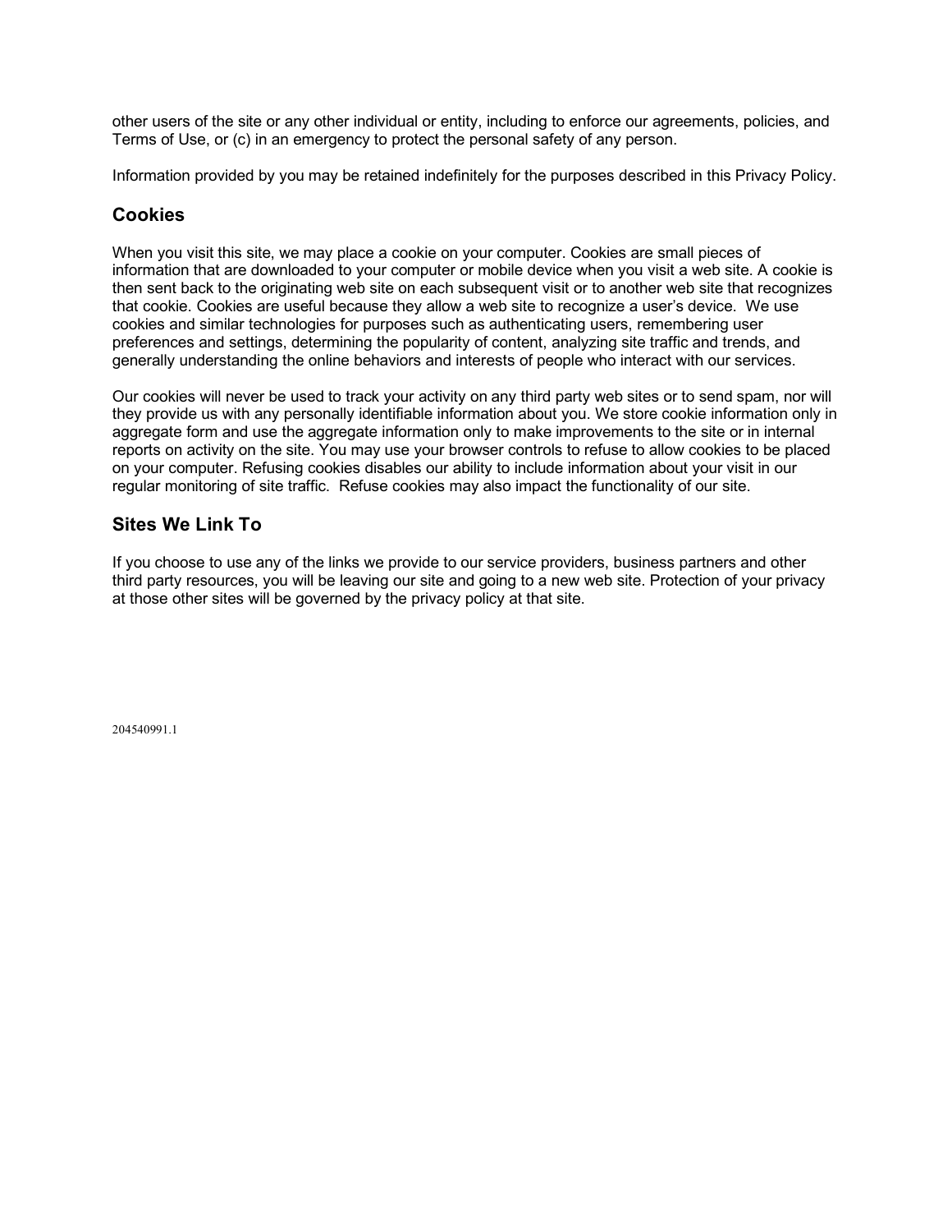other users of the site or any other individual or entity, including to enforce our agreements, policies, and Terms of Use, or (c) in an emergency to protect the personal safety of any person.

Information provided by you may be retained indefinitely for the purposes described in this Privacy Policy.

## Cookies

When you visit this site, we may place a cookie on your computer. Cookies are small pieces of information that are downloaded to your computer or mobile device when you visit a web site. A cookie is then sent back to the originating web site on each subsequent visit or to another web site that recognizes that cookie. Cookies are useful because they allow a web site to recognize a user's device. We use cookies and similar technologies for purposes such as authenticating users, remembering user preferences and settings, determining the popularity of content, analyzing site traffic and trends, and generally understanding the online behaviors and interests of people who interact with our services.

Our cookies will never be used to track your activity on any third party web sites or to send spam, nor will they provide us with any personally identifiable information about you. We store cookie information only in aggregate form and use the aggregate information only to make improvements to the site or in internal reports on activity on the site. You may use your browser controls to refuse to allow cookies to be placed on your computer. Refusing cookies disables our ability to include information about your visit in our regular monitoring of site traffic. Refuse cookies may also impact the functionality of our site.

## Sites We Link To

If you choose to use any of the links we provide to our service providers, business partners and other third party resources, you will be leaving our site and going to a new web site. Protection of your privacy at those other sites will be governed by the privacy policy at that site.

204540991.1